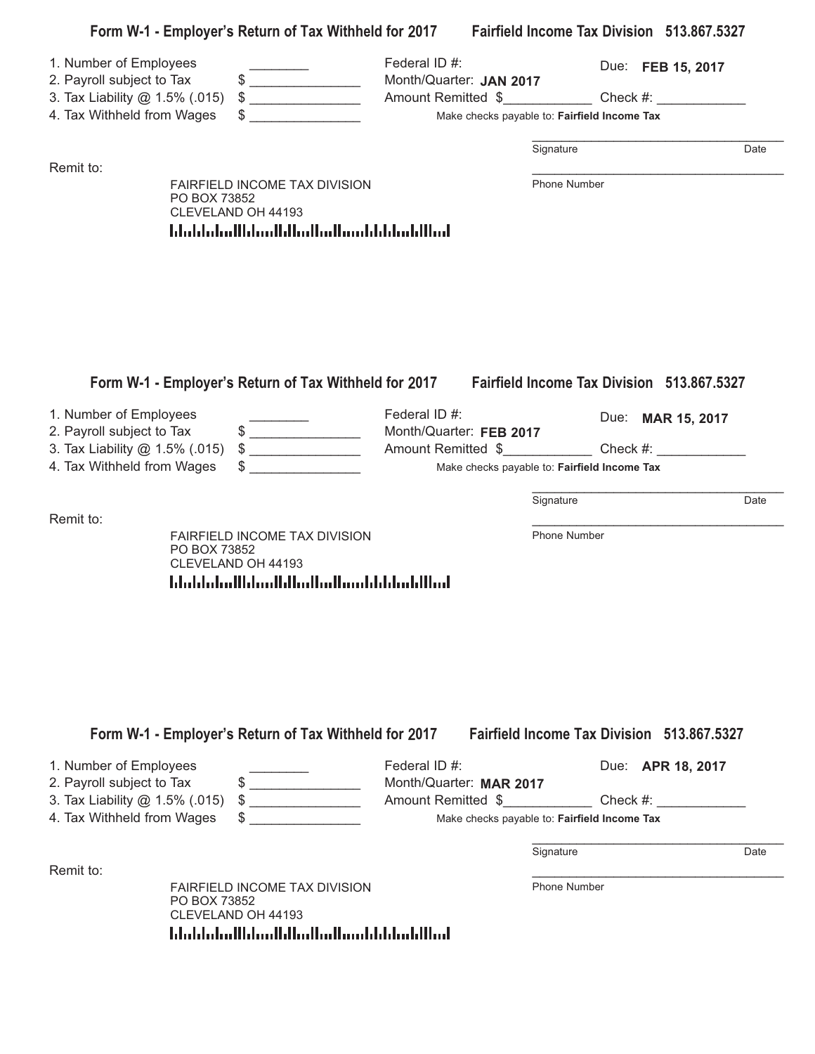## Form W-1 - Employer's Return of Tax Withheld for 2017 — Fairfield Income Tax Division 513.867.5327

1. Number of Employees ________
2. Payroll subject to Tax $ _______________
3. Tax Liability @ 1.5% (.015) $ _______________
4. Tax Withheld from Wages $ _______________

Federal ID #:

Month/Quarter: **JAN 2017**

Due: **FEB 15, 2017**

Amount Remitted $____________ Check #: ____________

Make checks payable to: **Fairfield Income Tax**

_____________________________________
Signature Date

_____________________________________
Phone Number

Remit to:

FAIRFIELD INCOME TAX DIVISION
PO BOX 73852
CLEVELAND OH 44193

## Form W-1 - Employer's Return of Tax Withheld for 2017 — Fairfield Income Tax Division 513.867.5327

1. Number of Employees ________
2. Payroll subject to Tax $ _______________
3. Tax Liability @ 1.5% (.015) $ _______________
4. Tax Withheld from Wages $ _______________

Federal ID #:

Month/Quarter: **FEB 2017**

Due: **MAR 15, 2017**

Amount Remitted $____________ Check #: ____________

Make checks payable to: **Fairfield Income Tax**

_____________________________________
Signature Date

_____________________________________
Phone Number

Remit to:

FAIRFIELD INCOME TAX DIVISION
PO BOX 73852
CLEVELAND OH 44193

## Form W-1 - Employer's Return of Tax Withheld for 2017 — Fairfield Income Tax Division 513.867.5327

1. Number of Employees ________
2. Payroll subject to Tax $ _______________
3. Tax Liability @ 1.5% (.015) $ _______________
4. Tax Withheld from Wages $ _______________

Federal ID #:

Month/Quarter: **MAR 2017**

Due: **APR 18, 2017**

Amount Remitted $____________ Check #: ____________

Make checks payable to: **Fairfield Income Tax**

_____________________________________
Signature Date

_____________________________________
Phone Number

Remit to:

FAIRFIELD INCOME TAX DIVISION
PO BOX 73852
CLEVELAND OH 44193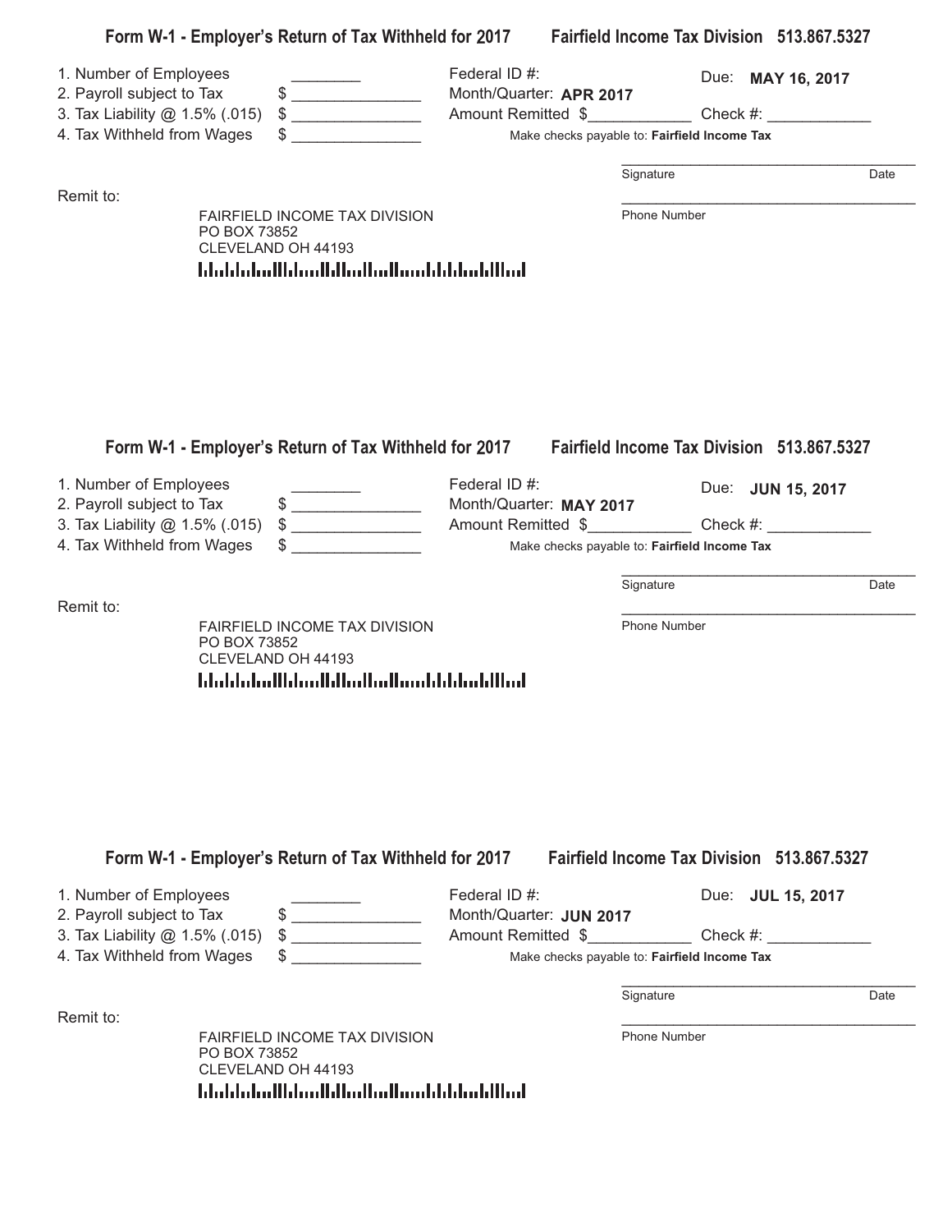## Form W-1 - Employer's Return of Tax Withheld for 2017 — Fairfield Income Tax Division 513.867.5327

1. Number of Employees ________
2. Payroll subject to Tax $ _______________
3. Tax Liability @ 1.5% (.015) $ _______________
4. Tax Withheld from Wages $ _______________

Federal ID #:

Month/Quarter: **APR 2017**

Due: **MAY 16, 2017**

Amount Remitted $____________ Check #: ____________

Make checks payable to: **Fairfield Income Tax**

____________________________________
Signature Date

____________________________________
Phone Number

Remit to:

FAIRFIELD INCOME TAX DIVISION
PO BOX 73852
CLEVELAND OH 44193

## Form W-1 - Employer's Return of Tax Withheld for 2017 — Fairfield Income Tax Division 513.867.5327

1. Number of Employees ________
2. Payroll subject to Tax $ _______________
3. Tax Liability @ 1.5% (.015) $ _______________
4. Tax Withheld from Wages $ _______________

Federal ID #:

Month/Quarter: **MAY 2017**

Due: **JUN 15, 2017**

Amount Remitted $____________ Check #: ____________

Make checks payable to: **Fairfield Income Tax**

____________________________________
Signature Date

____________________________________
Phone Number

Remit to:

FAIRFIELD INCOME TAX DIVISION
PO BOX 73852
CLEVELAND OH 44193

## Form W-1 - Employer's Return of Tax Withheld for 2017 — Fairfield Income Tax Division 513.867.5327

1. Number of Employees ________
2. Payroll subject to Tax $ _______________
3. Tax Liability @ 1.5% (.015) $ _______________
4. Tax Withheld from Wages $ _______________

Federal ID #:

Month/Quarter: **JUN 2017**

Due: **JUL 15, 2017**

Amount Remitted $____________ Check #: ____________

Make checks payable to: **Fairfield Income Tax**

____________________________________
Signature Date

____________________________________
Phone Number

Remit to:

FAIRFIELD INCOME TAX DIVISION
PO BOX 73852
CLEVELAND OH 44193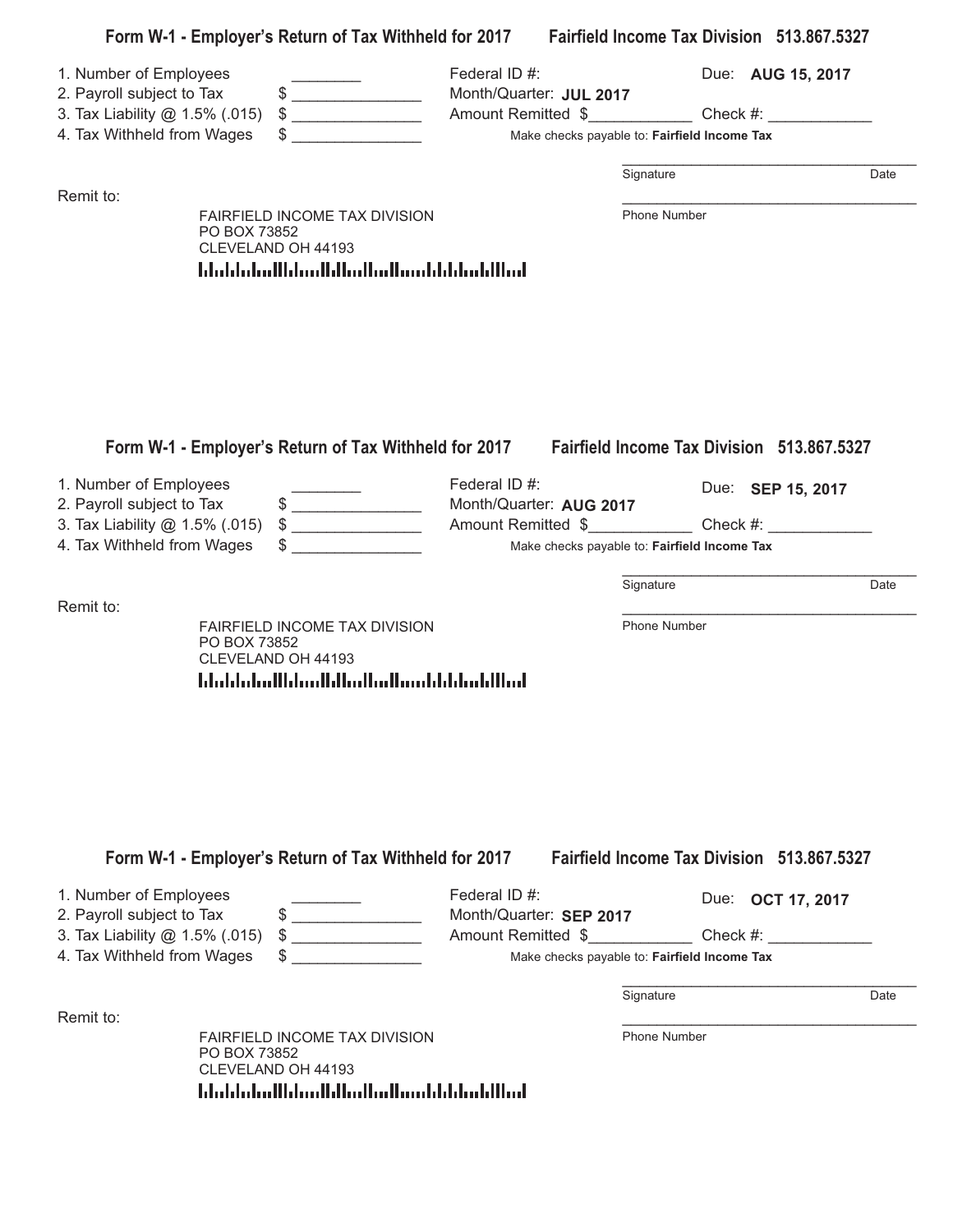**Form W-1 - Employer's Return of Tax Withheld for 2017** **Fairfield Income Tax Division 513.867.5327**

1. Number of Employees ________
2. Payroll subject to Tax $ _______________
3. Tax Liability @ 1.5% (.015) $ _______________
4. Tax Withheld from Wages $ _______________

Federal ID #:
Month/Quarter: **JUL 2017**
Amount Remitted $____________ Check #: ____________
Due: **AUG 15, 2017**

Make checks payable to: **Fairfield Income Tax**

_____________________________________
Signature Date

_____________________________________
Phone Number

Remit to:

FAIRFIELD INCOME TAX DIVISION
PO BOX 73852
CLEVELAND OH 44193

---

**Form W-1 - Employer's Return of Tax Withheld for 2017** **Fairfield Income Tax Division 513.867.5327**

1. Number of Employees ________
2. Payroll subject to Tax $ _______________
3. Tax Liability @ 1.5% (.015) $ _______________
4. Tax Withheld from Wages $ _______________

Federal ID #:
Month/Quarter: **AUG 2017**
Amount Remitted $____________ Check #: ____________
Due: **SEP 15, 2017**

Make checks payable to: **Fairfield Income Tax**

_____________________________________
Signature Date

_____________________________________
Phone Number

Remit to:

FAIRFIELD INCOME TAX DIVISION
PO BOX 73852
CLEVELAND OH 44193

---

**Form W-1 - Employer's Return of Tax Withheld for 2017** **Fairfield Income Tax Division 513.867.5327**

1. Number of Employees ________
2. Payroll subject to Tax $ _______________
3. Tax Liability @ 1.5% (.015) $ _______________
4. Tax Withheld from Wages $ _______________

Federal ID #:
Month/Quarter: **SEP 2017**
Amount Remitted $____________ Check #: ____________
Due: **OCT 17, 2017**

Make checks payable to: **Fairfield Income Tax**

_____________________________________
Signature Date

_____________________________________
Phone Number

Remit to:

FAIRFIELD INCOME TAX DIVISION
PO BOX 73852
CLEVELAND OH 44193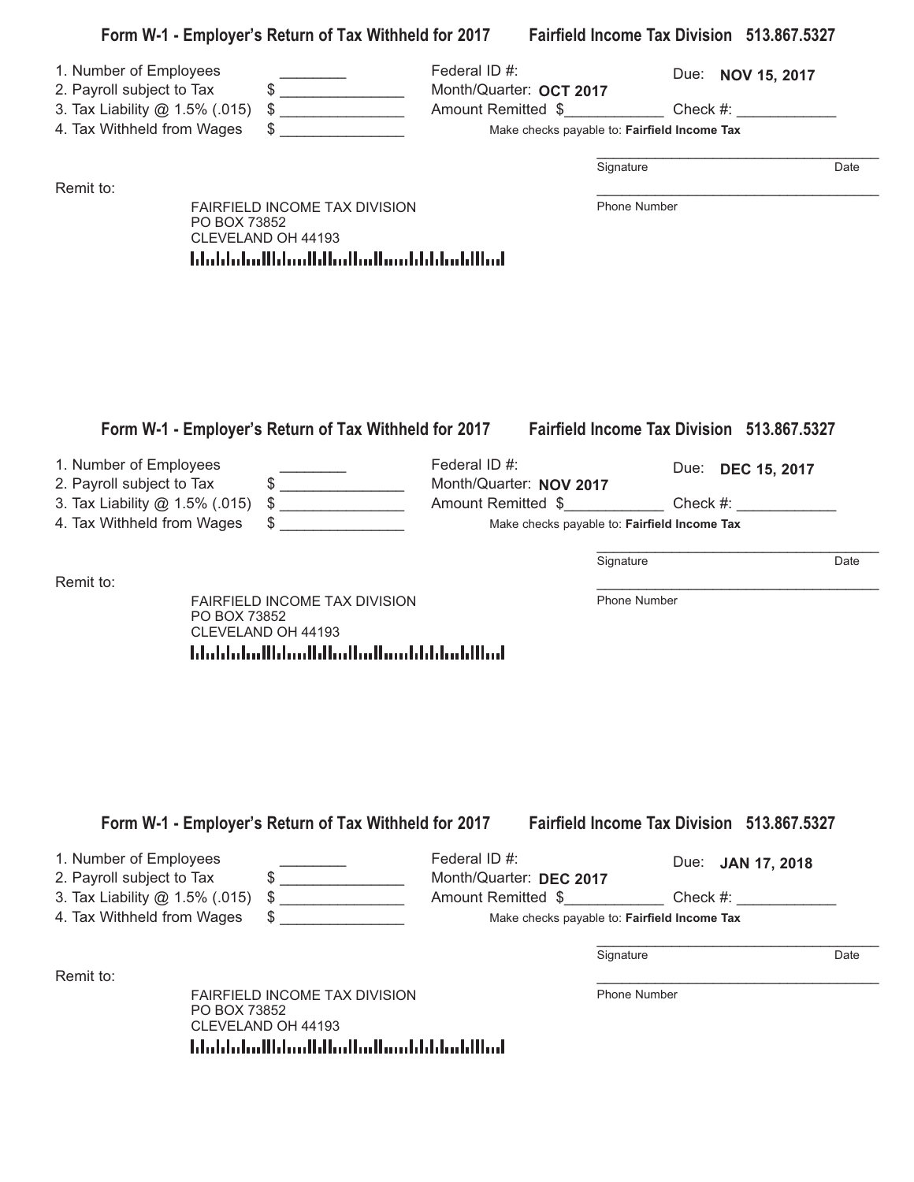**Form W-1 - Employer's Return of Tax Withheld for 2017** **Fairfield Income Tax Division 513.867.5327**

1. Number of Employees ________
2. Payroll subject to Tax $ _______________
3. Tax Liability @ 1.5% (.015) $ _______________
4. Tax Withheld from Wages $ _______________

Federal ID #:

Month/Quarter: **OCT 2017**

Due: **NOV 15, 2017**

Amount Remitted $____________ Check #: ____________

Make checks payable to: **Fairfield Income Tax**

_____________________________________

Signature Date

_____________________________________

Phone Number

Remit to:

FAIRFIELD INCOME TAX DIVISION
PO BOX 73852
CLEVELAND OH 44193

---

**Form W-1 - Employer's Return of Tax Withheld for 2017** **Fairfield Income Tax Division 513.867.5327**

1. Number of Employees ________
2. Payroll subject to Tax $ _______________
3. Tax Liability @ 1.5% (.015) $ _______________
4. Tax Withheld from Wages $ _______________

Federal ID #:

Month/Quarter: **NOV 2017**

Due: **DEC 15, 2017**

Amount Remitted $____________ Check #: ____________

Make checks payable to: **Fairfield Income Tax**

_____________________________________

Signature Date

_____________________________________

Phone Number

Remit to:

FAIRFIELD INCOME TAX DIVISION
PO BOX 73852
CLEVELAND OH 44193

---

**Form W-1 - Employer's Return of Tax Withheld for 2017** **Fairfield Income Tax Division 513.867.5327**

1. Number of Employees ________
2. Payroll subject to Tax $ _______________
3. Tax Liability @ 1.5% (.015) $ _______________
4. Tax Withheld from Wages $ _______________

Federal ID #:

Month/Quarter: **DEC 2017**

Due: **JAN 17, 2018**

Amount Remitted $____________ Check #: ____________

Make checks payable to: **Fairfield Income Tax**

_____________________________________

Signature Date

_____________________________________

Phone Number

Remit to:

FAIRFIELD INCOME TAX DIVISION
PO BOX 73852
CLEVELAND OH 44193